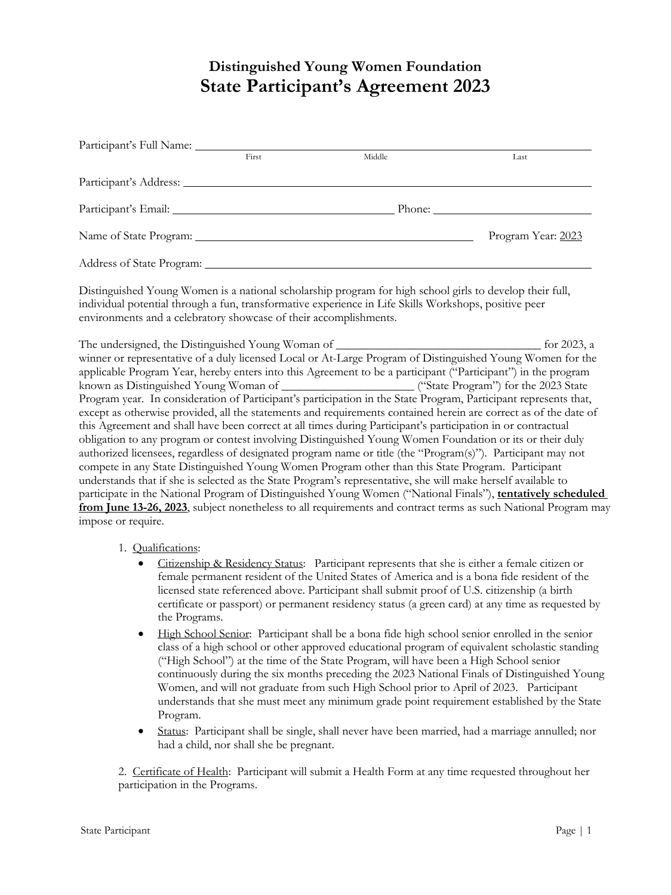# Distinguished Young Women Foundation
# State Participant's Agreement 2023

Participant's Full Name: ______________________________________________
First Middle Last

Participant's Address: ______________________________________________

Participant's Email: ______________________ Phone: ______________________

Name of State Program: ______________________________ Program Year: 2023

Address of State Program: ______________________________________________

Distinguished Young Women is a national scholarship program for high school girls to develop their full, individual potential through a fun, transformative experience in Life Skills Workshops, positive peer environments and a celebratory showcase of their accomplishments.

The undersigned, the Distinguished Young Woman of ___________________________ for 2023, a winner or representative of a duly licensed Local or At-Large Program of Distinguished Young Women for the applicable Program Year, hereby enters into this Agreement to be a participant ("Participant") in the program known as Distinguished Young Woman of ______________________ ("State Program") for the 2023 State Program year. In consideration of Participant's participation in the State Program, Participant represents that, except as otherwise provided, all the statements and requirements contained herein are correct as of the date of this Agreement and shall have been correct at all times during Participant's participation in or contractual obligation to any program or contest involving Distinguished Young Women Foundation or its or their duly authorized licensees, regardless of designated program name or title (the "Program(s)"). Participant may not compete in any State Distinguished Young Women Program other than this State Program. Participant understands that if she is selected as the State Program's representative, she will make herself available to participate in the National Program of Distinguished Young Women ("National Finals"), **tentatively scheduled from June 13-26, 2023**, subject nonetheless to all requirements and contract terms as such National Program may impose or require.

1. Qualifications:
   - Citizenship & Residency Status: Participant represents that she is either a female citizen or female permanent resident of the United States of America and is a bona fide resident of the licensed state referenced above. Participant shall submit proof of U.S. citizenship (a birth certificate or passport) or permanent residency status (a green card) at any time as requested by the Programs.
   - High School Senior: Participant shall be a bona fide high school senior enrolled in the senior class of a high school or other approved educational program of equivalent scholastic standing ("High School") at the time of the State Program, will have been a High School senior continuously during the six months preceding the 2023 National Finals of Distinguished Young Women, and will not graduate from such High School prior to April of 2023. Participant understands that she must meet any minimum grade point requirement established by the State Program.
   - Status: Participant shall be single, shall never have been married, had a marriage annulled; nor had a child, nor shall she be pregnant.

2. Certificate of Health: Participant will submit a Health Form at any time requested throughout her participation in the Programs.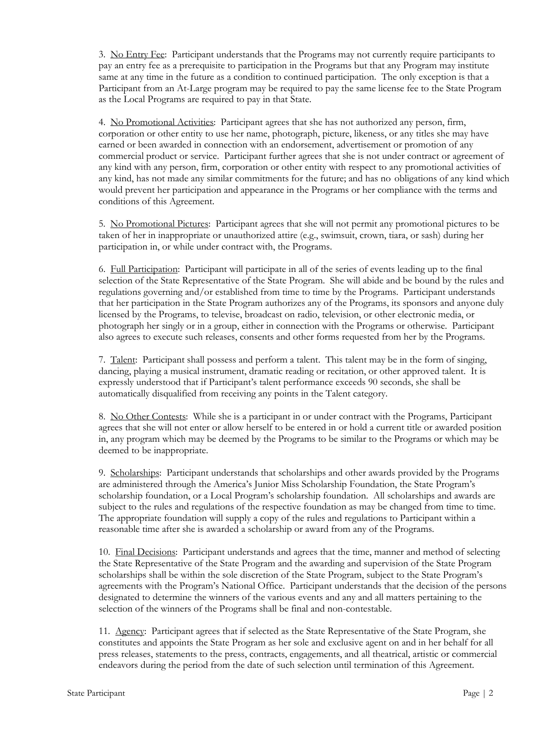3. <u>No Entry Fee</u>: Participant understands that the Programs may not currently require participants to pay an entry fee as a prerequisite to participation in the Programs but that any Program may institute same at any time in the future as a condition to continued participation. The only exception is that a Participant from an At-Large program may be required to pay the same license fee to the State Program as the Local Programs are required to pay in that State.

4. <u>No Promotional Activities</u>: Participant agrees that she has not authorized any person, firm, corporation or other entity to use her name, photograph, picture, likeness, or any titles she may have earned or been awarded in connection with an endorsement, advertisement or promotion of any commercial product or service. Participant further agrees that she is not under contract or agreement of any kind with any person, firm, corporation or other entity with respect to any promotional activities of any kind, has not made any similar commitments for the future; and has no obligations of any kind which would prevent her participation and appearance in the Programs or her compliance with the terms and conditions of this Agreement.

5. <u>No Promotional Pictures</u>: Participant agrees that she will not permit any promotional pictures to be taken of her in inappropriate or unauthorized attire (e.g., swimsuit, crown, tiara, or sash) during her participation in, or while under contract with, the Programs.

6. <u>Full Participation</u>: Participant will participate in all of the series of events leading up to the final selection of the State Representative of the State Program. She will abide and be bound by the rules and regulations governing and/or established from time to time by the Programs. Participant understands that her participation in the State Program authorizes any of the Programs, its sponsors and anyone duly licensed by the Programs, to televise, broadcast on radio, television, or other electronic media, or photograph her singly or in a group, either in connection with the Programs or otherwise. Participant also agrees to execute such releases, consents and other forms requested from her by the Programs.

7. <u>Talent</u>: Participant shall possess and perform a talent. This talent may be in the form of singing, dancing, playing a musical instrument, dramatic reading or recitation, or other approved talent. It is expressly understood that if Participant's talent performance exceeds 90 seconds, she shall be automatically disqualified from receiving any points in the Talent category.

8. <u>No Other Contests</u>: While she is a participant in or under contract with the Programs, Participant agrees that she will not enter or allow herself to be entered in or hold a current title or awarded position in, any program which may be deemed by the Programs to be similar to the Programs or which may be deemed to be inappropriate.

9. <u>Scholarships</u>: Participant understands that scholarships and other awards provided by the Programs are administered through the America's Junior Miss Scholarship Foundation, the State Program's scholarship foundation, or a Local Program's scholarship foundation. All scholarships and awards are subject to the rules and regulations of the respective foundation as may be changed from time to time. The appropriate foundation will supply a copy of the rules and regulations to Participant within a reasonable time after she is awarded a scholarship or award from any of the Programs.

10. <u>Final Decisions</u>: Participant understands and agrees that the time, manner and method of selecting the State Representative of the State Program and the awarding and supervision of the State Program scholarships shall be within the sole discretion of the State Program, subject to the State Program's agreements with the Program's National Office. Participant understands that the decision of the persons designated to determine the winners of the various events and any and all matters pertaining to the selection of the winners of the Programs shall be final and non-contestable.

11. <u>Agency</u>: Participant agrees that if selected as the State Representative of the State Program, she constitutes and appoints the State Program as her sole and exclusive agent on and in her behalf for all press releases, statements to the press, contracts, engagements, and all theatrical, artistic or commercial endeavors during the period from the date of such selection until termination of this Agreement.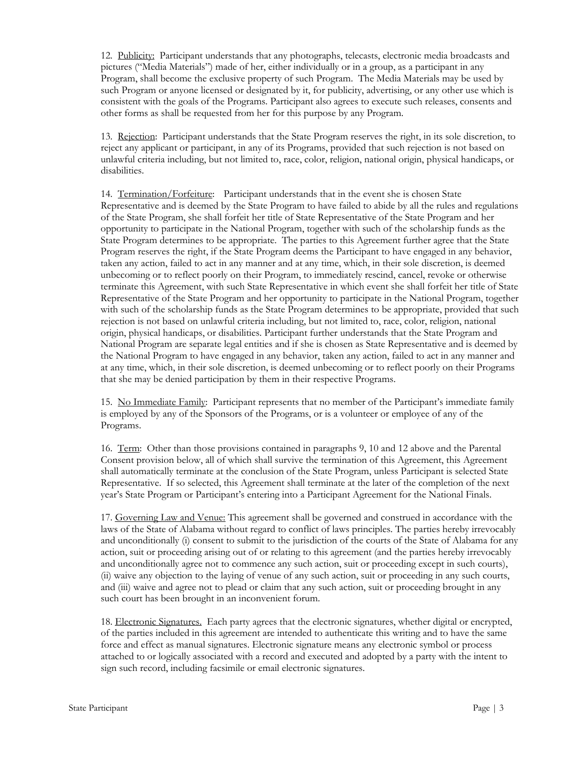12. Publicity: Participant understands that any photographs, telecasts, electronic media broadcasts and pictures ("Media Materials") made of her, either individually or in a group, as a participant in any Program, shall become the exclusive property of such Program. The Media Materials may be used by such Program or anyone licensed or designated by it, for publicity, advertising, or any other use which is consistent with the goals of the Programs. Participant also agrees to execute such releases, consents and other forms as shall be requested from her for this purpose by any Program.

13. Rejection: Participant understands that the State Program reserves the right, in its sole discretion, to reject any applicant or participant, in any of its Programs, provided that such rejection is not based on unlawful criteria including, but not limited to, race, color, religion, national origin, physical handicaps, or disabilities.

14. Termination/Forfeiture: Participant understands that in the event she is chosen State Representative and is deemed by the State Program to have failed to abide by all the rules and regulations of the State Program, she shall forfeit her title of State Representative of the State Program and her opportunity to participate in the National Program, together with such of the scholarship funds as the State Program determines to be appropriate. The parties to this Agreement further agree that the State Program reserves the right, if the State Program deems the Participant to have engaged in any behavior, taken any action, failed to act in any manner and at any time, which, in their sole discretion, is deemed unbecoming or to reflect poorly on their Program, to immediately rescind, cancel, revoke or otherwise terminate this Agreement, with such State Representative in which event she shall forfeit her title of State Representative of the State Program and her opportunity to participate in the National Program, together with such of the scholarship funds as the State Program determines to be appropriate, provided that such rejection is not based on unlawful criteria including, but not limited to, race, color, religion, national origin, physical handicaps, or disabilities. Participant further understands that the State Program and National Program are separate legal entities and if she is chosen as State Representative and is deemed by the National Program to have engaged in any behavior, taken any action, failed to act in any manner and at any time, which, in their sole discretion, is deemed unbecoming or to reflect poorly on their Programs that she may be denied participation by them in their respective Programs.

15. No Immediate Family: Participant represents that no member of the Participant's immediate family is employed by any of the Sponsors of the Programs, or is a volunteer or employee of any of the Programs.

16. Term: Other than those provisions contained in paragraphs 9, 10 and 12 above and the Parental Consent provision below, all of which shall survive the termination of this Agreement, this Agreement shall automatically terminate at the conclusion of the State Program, unless Participant is selected State Representative. If so selected, this Agreement shall terminate at the later of the completion of the next year's State Program or Participant's entering into a Participant Agreement for the National Finals.

17. Governing Law and Venue: This agreement shall be governed and construed in accordance with the laws of the State of Alabama without regard to conflict of laws principles. The parties hereby irrevocably and unconditionally (i) consent to submit to the jurisdiction of the courts of the State of Alabama for any action, suit or proceeding arising out of or relating to this agreement (and the parties hereby irrevocably and unconditionally agree not to commence any such action, suit or proceeding except in such courts), (ii) waive any objection to the laying of venue of any such action, suit or proceeding in any such courts, and (iii) waive and agree not to plead or claim that any such action, suit or proceeding brought in any such court has been brought in an inconvenient forum.

18. Electronic Signatures. Each party agrees that the electronic signatures, whether digital or encrypted, of the parties included in this agreement are intended to authenticate this writing and to have the same force and effect as manual signatures. Electronic signature means any electronic symbol or process attached to or logically associated with a record and executed and adopted by a party with the intent to sign such record, including facsimile or email electronic signatures.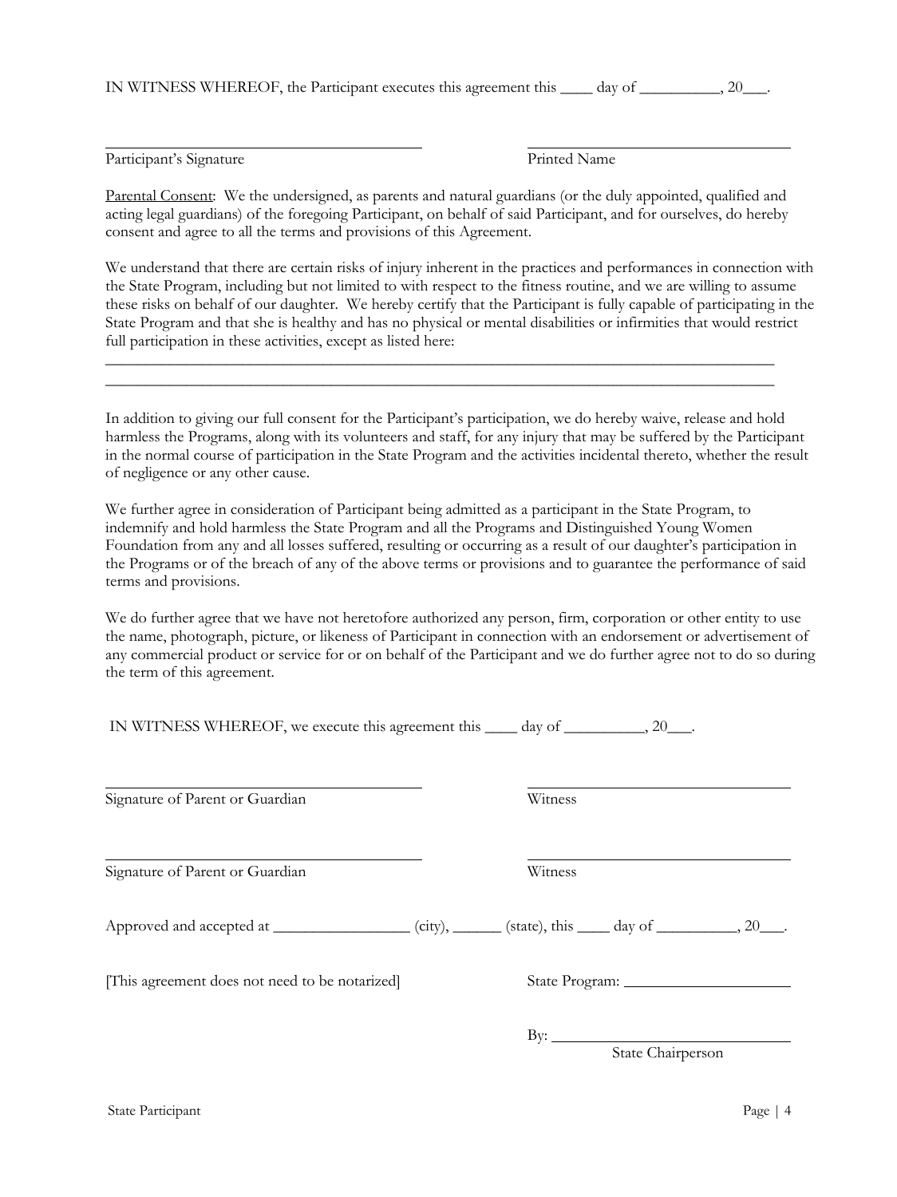IN WITNESS WHEREOF, the Participant executes this agreement this ____ day of __________, 20___.

| | |
|---|---|
| Participant's Signature | Printed Name |

Parental Consent: We the undersigned, as parents and natural guardians (or the duly appointed, qualified and acting legal guardians) of the foregoing Participant, on behalf of said Participant, and for ourselves, do hereby consent and agree to all the terms and provisions of this Agreement.

We understand that there are certain risks of injury inherent in the practices and performances in connection with the State Program, including but not limited to with respect to the fitness routine, and we are willing to assume these risks on behalf of our daughter. We hereby certify that the Participant is fully capable of participating in the State Program and that she is healthy and has no physical or mental disabilities or infirmities that would restrict full participation in these activities, except as listed here:

______________________________________________________________________________________

______________________________________________________________________________________

In addition to giving our full consent for the Participant's participation, we do hereby waive, release and hold harmless the Programs, along with its volunteers and staff, for any injury that may be suffered by the Participant in the normal course of participation in the State Program and the activities incidental thereto, whether the result of negligence or any other cause.

We further agree in consideration of Participant being admitted as a participant in the State Program, to indemnify and hold harmless the State Program and all the Programs and Distinguished Young Women Foundation from any and all losses suffered, resulting or occurring as a result of our daughter's participation in the Programs or of the breach of any of the above terms or provisions and to guarantee the performance of said terms and provisions.

We do further agree that we have not heretofore authorized any person, firm, corporation or other entity to use the name, photograph, picture, or likeness of Participant in connection with an endorsement or advertisement of any commercial product or service for or on behalf of the Participant and we do further agree not to do so during the term of this agreement.

IN WITNESS WHEREOF, we execute this agreement this ____ day of __________, 20___.

| | |
|---|---|
| Signature of Parent or Guardian | Witness |
| Signature of Parent or Guardian | Witness |

Approved and accepted at _________________ (city), ______ (state), this ____ day of __________, 20___.

[This agreement does not need to be notarized]

State Program: ____________________

By: ______________________________
State Chairperson